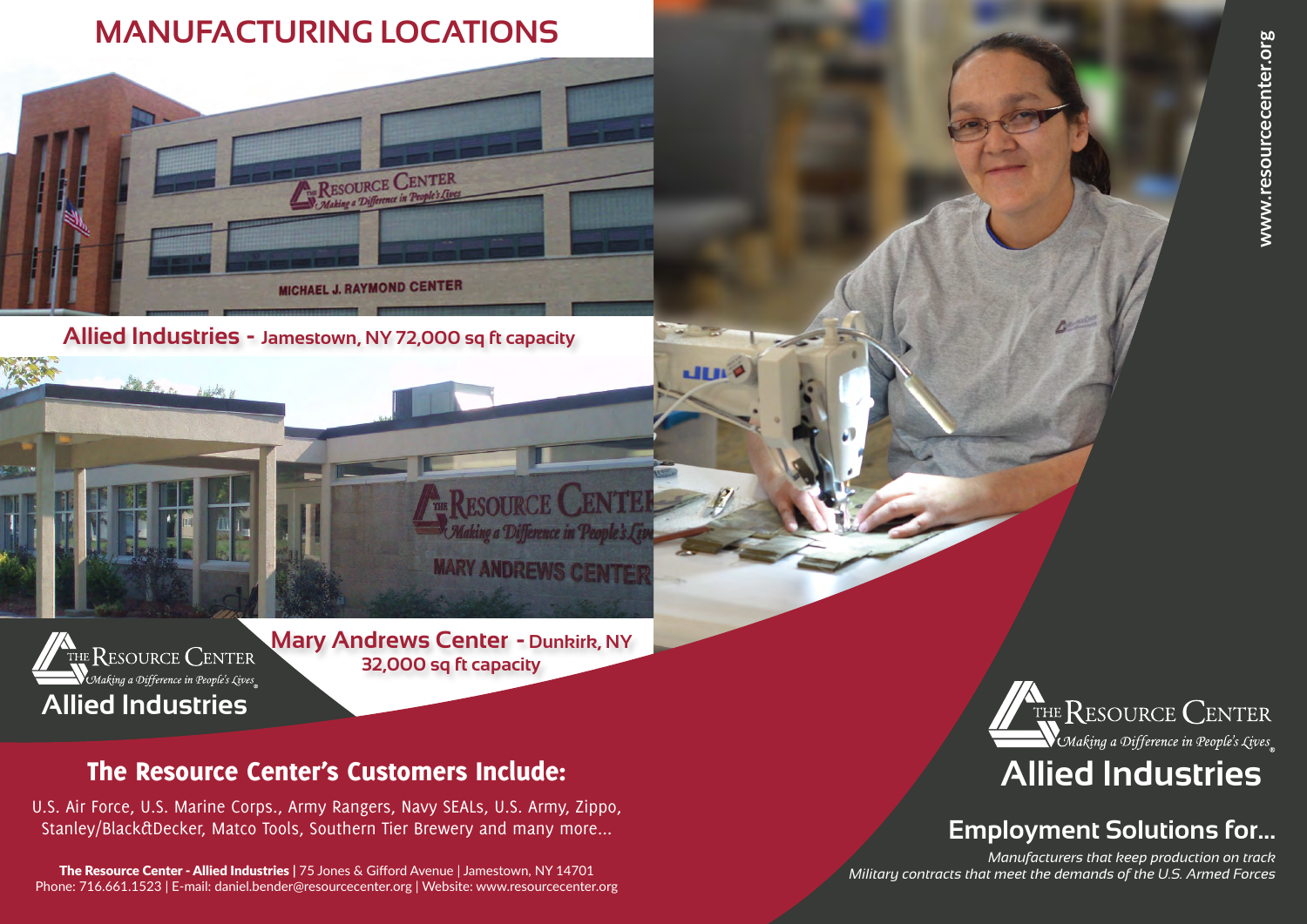# MANUFACTURING LOCATIONS

**Allied Industries - Jamestown, NY 72,000 sq ft capacity**

**Mary Andrews Center - Dunkirk, NY 32,000 sq ft capacity**

THE RESOURCE CENTER
*Making a Difference in People's Lives*
**Allied Industries**

## The Resource Center's Customers Include:

U.S. Air Force, U.S. Marine Corps., Army Rangers, Navy SEALs, U.S. Army, Zippo, Stanley/Black&Decker, Matco Tools, Southern Tier Brewery and many more...

**The Resource Center - Allied Industries** | 75 Jones & Gifford Avenue | Jamestown, NY 14701
Phone: 716.661.1523 | E-mail: daniel.bender@resourcecenter.org | Website: www.resourcecenter.org

www.resourcecenter.org

THE RESOURCE CENTER
*Making a Difference in People's Lives*

# Allied Industries

## Employment Solutions for...

*Manufacturers that keep production on track*
*Military contracts that meet the demands of the U.S. Armed Forces*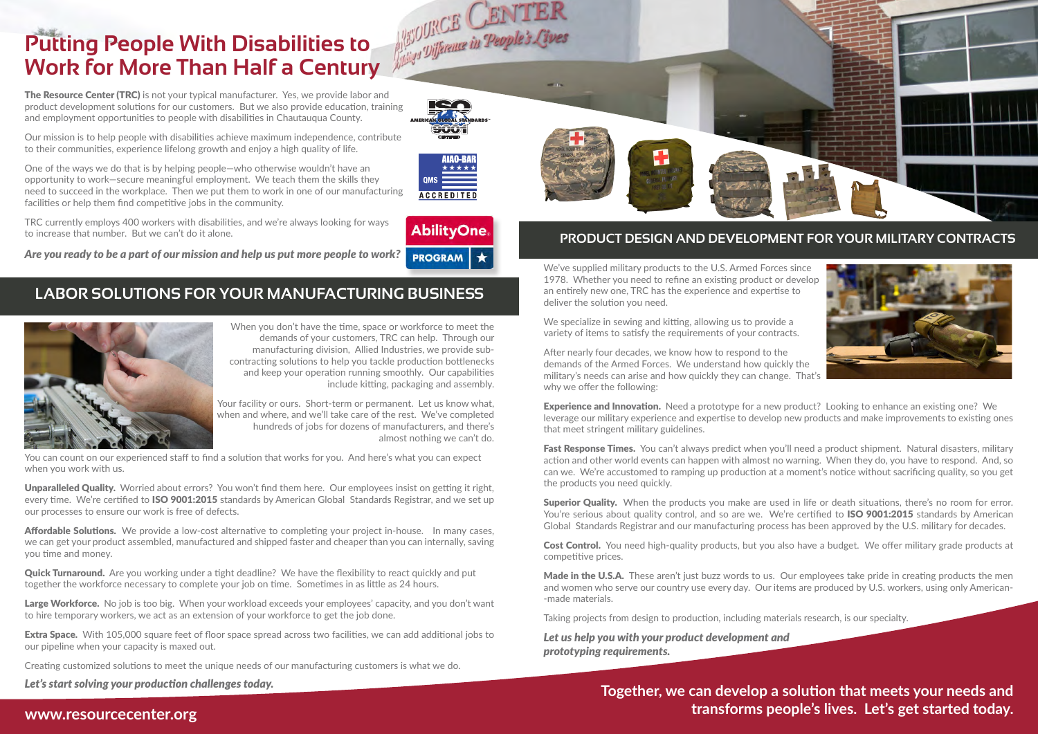# Putting People With Disabilities to Work for More Than Half a Century

**The Resource Center (TRC)** is not your typical manufacturer. Yes, we provide labor and product development solutions for our customers. But we also provide education, training and employment opportunities to people with disabilities in Chautauqua County.

Our mission is to help people with disabilities achieve maximum independence, contribute to their communities, experience lifelong growth and enjoy a high quality of life.

One of the ways we do that is by helping people—who otherwise wouldn't have an opportunity to work—secure meaningful employment. We teach them the skills they need to succeed in the workplace. Then we put them to work in one of our manufacturing facilities or help them find competitive jobs in the community.

TRC currently employs 400 workers with disabilities, and we're always looking for ways to increase that number. But we can't do it alone.

***Are you ready to be a part of our mission and help us put more people to work?***

## LABOR SOLUTIONS FOR YOUR MANUFACTURING BUSINESS

When you don't have the time, space or workforce to meet the demands of your customers, TRC can help. Through our manufacturing division, Allied Industries, we provide sub-contracting solutions to help you tackle production bottlenecks and keep your operation running smoothly. Our capabilities include kitting, packaging and assembly.

Your facility or ours. Short-term or permanent. Let us know what, when and where, and we'll take care of the rest. We've completed hundreds of jobs for dozens of manufacturers, and there's almost nothing we can't do.

You can count on our experienced staff to find a solution that works for you. And here's what you can expect when you work with us.

**Unparalleled Quality.** Worried about errors? You won't find them here. Our employees insist on getting it right, every time. We're certified to **ISO 9001:2015** standards by American Global Standards Registrar, and we set up our processes to ensure our work is free of defects.

**Affordable Solutions.** We provide a low-cost alternative to completing your project in-house. In many cases, we can get your product assembled, manufactured and shipped faster and cheaper than you can internally, saving you time and money.

**Quick Turnaround.** Are you working under a tight deadline? We have the flexibility to react quickly and put together the workforce necessary to complete your job on time. Sometimes in as little as 24 hours.

**Large Workforce.** No job is too big. When your workload exceeds your employees' capacity, and you don't want to hire temporary workers, we act as an extension of your workforce to get the job done.

**Extra Space.** With 105,000 square feet of floor space spread across two facilities, we can add additional jobs to our pipeline when your capacity is maxed out.

Creating customized solutions to meet the unique needs of our manufacturing customers is what we do.

***Let's start solving your production challenges today.***

## PRODUCT DESIGN AND DEVELOPMENT FOR YOUR MILITARY CONTRACTS

We've supplied military products to the U.S. Armed Forces since 1978. Whether you need to refine an existing product or develop an entirely new one, TRC has the experience and expertise to deliver the solution you need.

We specialize in sewing and kitting, allowing us to provide a variety of items to satisfy the requirements of your contracts.

After nearly four decades, we know how to respond to the demands of the Armed Forces. We understand how quickly the military's needs can arise and how quickly they can change. That's why we offer the following:

**Experience and Innovation.** Need a prototype for a new product? Looking to enhance an existing one? We leverage our military experience and expertise to develop new products and make improvements to existing ones that meet stringent military guidelines.

**Fast Response Times.** You can't always predict when you'll need a product shipment. Natural disasters, military action and other world events can happen with almost no warning. When they do, you have to respond. And, so can we. We're accustomed to ramping up production at a moment's notice without sacrificing quality, so you get the products you need quickly.

**Superior Quality.** When the products you make are used in life or death situations, there's no room for error. You're serious about quality control, and so are we. We're certified to **ISO 9001:2015** standards by American Global Standards Registrar and our manufacturing process has been approved by the U.S. military for decades.

**Cost Control.** You need high-quality products, but you also have a budget. We offer military grade products at competitive prices.

**Made in the U.S.A.** These aren't just buzz words to us. Our employees take pride in creating products the men and women who serve our country use every day. Our items are produced by U.S. workers, using only American-made materials.

Taking projects from design to production, including materials research, is our specialty.

***Let us help you with your product development and prototyping requirements.***

**Together, we can develop a solution that meets your needs and transforms people's lives. Let's get started today.**

**www.resourcecenter.org**